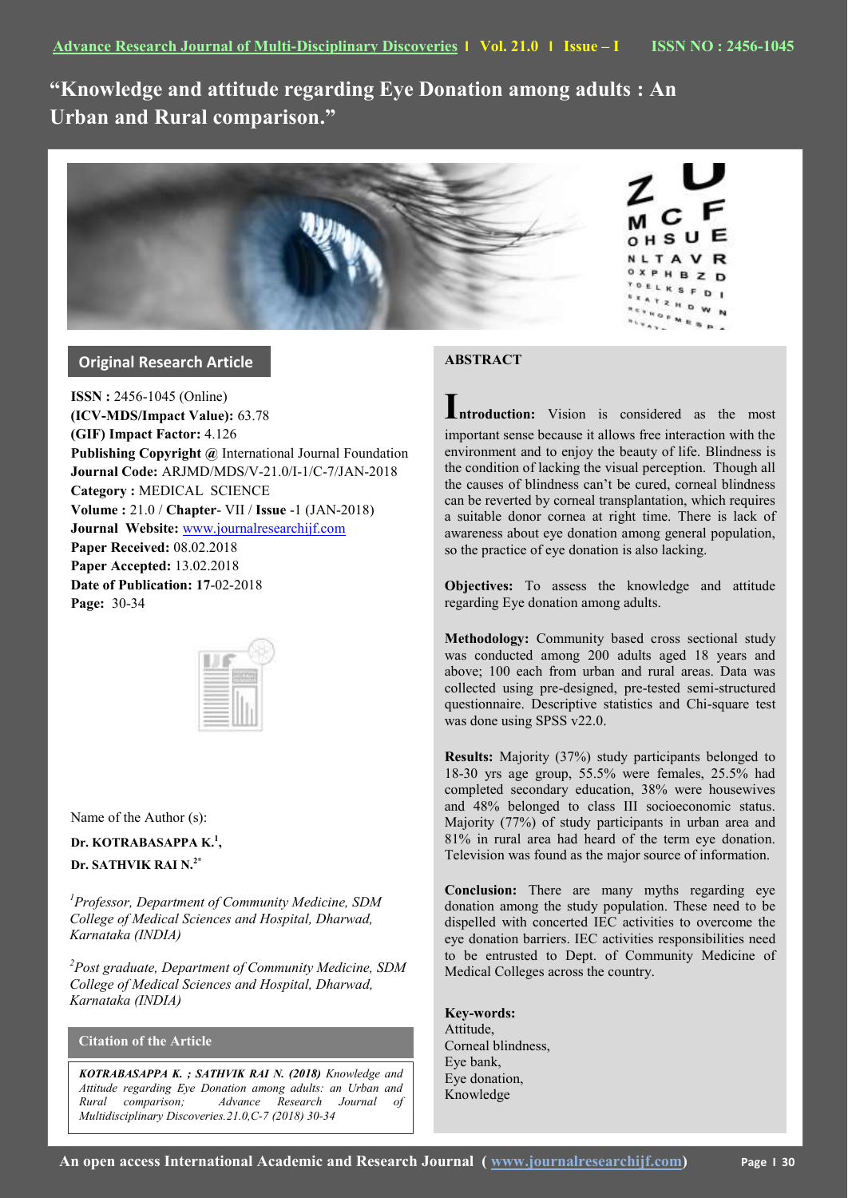# "Knowledge and attitude regarding Eye Donation among adults : An Urban and Rural comparison."

## Original Research Article

**ISSN :** 2456-1045 (Online)
**(ICV-MDS/Impact Value):** 63.78
**(GIF) Impact Factor:** 4.126
**Publishing Copyright @** International Journal Foundation
**Journal Code:** ARJMD/MDS/V-21.0/I-1/C-7/JAN-2018
**Category :** MEDICAL SCIENCE
**Volume :** 21.0 / **Chapter**- VII / **Issue** -1 (JAN-2018)
**Journal Website:** www.journalresearchijf.com
**Paper Received:** 08.02.2018
**Paper Accepted:** 13.02.2018
**Date of Publication:** 17-02-2018
**Page:** 30-34

Name of the Author (s):

**Dr. KOTRABASAPPA K.[1],**

**Dr. SATHVIK RAI N.[2*]**

*[1]Professor, Department of Community Medicine, SDM College of Medical Sciences and Hospital, Dharwad, Karnataka (INDIA)*

*[2]Post graduate, Department of Community Medicine, SDM College of Medical Sciences and Hospital, Dharwad, Karnataka (INDIA)*

### Citation of the Article

***KOTRABASAPPA K. ; SATHVIK RAI N. (2018)*** *Knowledge and Attitude regarding Eye Donation among adults: an Urban and Rural comparison; Advance Research Journal of Multidisciplinary Discoveries.21.0,C-7 (2018) 30-34*

## ABSTRACT

**Introduction:** Vision is considered as the most important sense because it allows free interaction with the environment and to enjoy the beauty of life. Blindness is the condition of lacking the visual perception. Though all the causes of blindness can't be cured, corneal blindness can be reverted by corneal transplantation, which requires a suitable donor cornea at right time. There is lack of awareness about eye donation among general population, so the practice of eye donation is also lacking.

**Objectives:** To assess the knowledge and attitude regarding Eye donation among adults.

**Methodology:** Community based cross sectional study was conducted among 200 adults aged 18 years and above; 100 each from urban and rural areas. Data was collected using pre-designed, pre-tested semi-structured questionnaire. Descriptive statistics and Chi-square test was done using SPSS v22.0.

**Results:** Majority (37%) study participants belonged to 18-30 yrs age group, 55.5% were females, 25.5% had completed secondary education, 38% were housewives and 48% belonged to class III socioeconomic status. Majority (77%) of study participants in urban area and 81% in rural area had heard of the term eye donation. Television was found as the major source of information.

**Conclusion:** There are many myths regarding eye donation among the study population. These need to be dispelled with concerted IEC activities to overcome the eye donation barriers. IEC activities responsibilities need to be entrusted to Dept. of Community Medicine of Medical Colleges across the country.

**Key-words:**
Attitude,
Corneal blindness,
Eye bank,
Eye donation,
Knowledge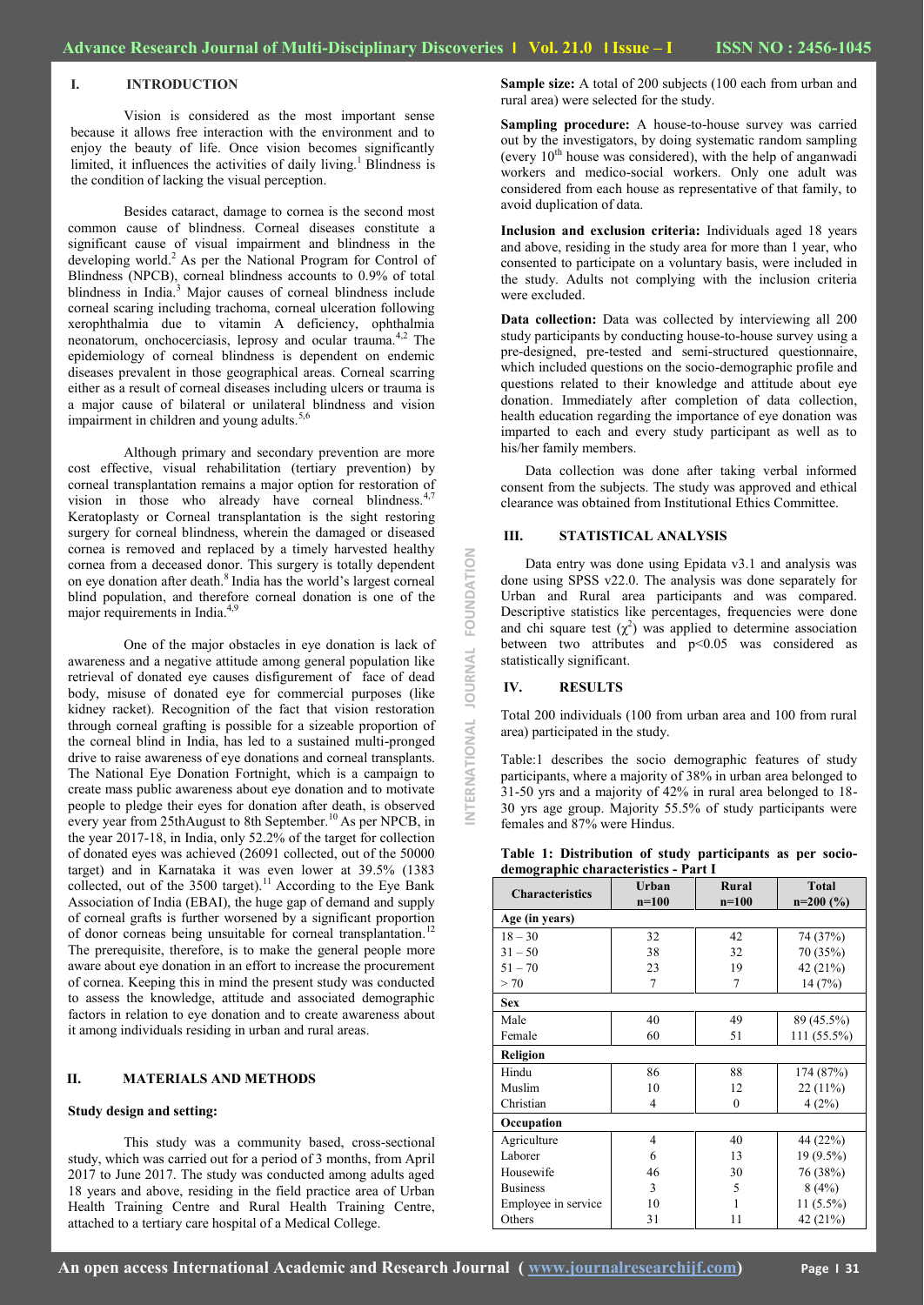## I. INTRODUCTION

Vision is considered as the most important sense because it allows free interaction with the environment and to enjoy the beauty of life. Once vision becomes significantly limited, it influences the activities of daily living.[1] Blindness is the condition of lacking the visual perception.

Besides cataract, damage to cornea is the second most common cause of blindness. Corneal diseases constitute a significant cause of visual impairment and blindness in the developing world.[2] As per the National Program for Control of Blindness (NPCB), corneal blindness accounts to 0.9% of total blindness in India.[3] Major causes of corneal blindness include corneal scaring including trachoma, corneal ulceration following xerophthalmia due to vitamin A deficiency, ophthalmia neonatorum, onchocerciasis, leprosy and ocular trauma.[4,2] The epidemiology of corneal blindness is dependent on endemic diseases prevalent in those geographical areas. Corneal scarring either as a result of corneal diseases including ulcers or trauma is a major cause of bilateral or unilateral blindness and vision impairment in children and young adults.[5,6]

Although primary and secondary prevention are more cost effective, visual rehabilitation (tertiary prevention) by corneal transplantation remains a major option for restoration of vision in those who already have corneal blindness.[4,7] Keratoplasty or Corneal transplantation is the sight restoring surgery for corneal blindness, wherein the damaged or diseased cornea is removed and replaced by a timely harvested healthy cornea from a deceased donor. This surgery is totally dependent on eye donation after death.[8] India has the world's largest corneal blind population, and therefore corneal donation is one of the major requirements in India.[4,9]

One of the major obstacles in eye donation is lack of awareness and a negative attitude among general population like retrieval of donated eye causes disfigurement of face of dead body, misuse of donated eye for commercial purposes (like kidney racket). Recognition of the fact that vision restoration through corneal grafting is possible for a sizeable proportion of the corneal blind in India, has led to a sustained multi-pronged drive to raise awareness of eye donations and corneal transplants. The National Eye Donation Fortnight, which is a campaign to create mass public awareness about eye donation and to motivate people to pledge their eyes for donation after death, is observed every year from 25thAugust to 8th September.[10] As per NPCB, in the year 2017-18, in India, only 52.2% of the target for collection of donated eyes was achieved (26091 collected, out of the 50000 target) and in Karnataka it was even lower at 39.5% (1383 collected, out of the 3500 target).[11] According to the Eye Bank Association of India (EBAI), the huge gap of demand and supply of corneal grafts is further worsened by a significant proportion of donor corneas being unsuitable for corneal transplantation.[12] The prerequisite, therefore, is to make the general people more aware about eye donation in an effort to increase the procurement of cornea. Keeping this in mind the present study was conducted to assess the knowledge, attitude and associated demographic factors in relation to eye donation and to create awareness about it among individuals residing in urban and rural areas.

## II. MATERIALS AND METHODS

**Study design and setting:**

This study was a community based, cross-sectional study, which was carried out for a period of 3 months, from April 2017 to June 2017. The study was conducted among adults aged 18 years and above, residing in the field practice area of Urban Health Training Centre and Rural Health Training Centre, attached to a tertiary care hospital of a Medical College.

**Sample size:** A total of 200 subjects (100 each from urban and rural area) were selected for the study.

**Sampling procedure:** A house-to-house survey was carried out by the investigators, by doing systematic random sampling (every 10th house was considered), with the help of anganwadi workers and medico-social workers. Only one adult was considered from each house as representative of that family, to avoid duplication of data.

**Inclusion and exclusion criteria:** Individuals aged 18 years and above, residing in the study area for more than 1 year, who consented to participate on a voluntary basis, were included in the study. Adults not complying with the inclusion criteria were excluded.

**Data collection:** Data was collected by interviewing all 200 study participants by conducting house-to-house survey using a pre-designed, pre-tested and semi-structured questionnaire, which included questions on the socio-demographic profile and questions related to their knowledge and attitude about eye donation. Immediately after completion of data collection, health education regarding the importance of eye donation was imparted to each and every study participant as well as to his/her family members.

Data collection was done after taking verbal informed consent from the subjects. The study was approved and ethical clearance was obtained from Institutional Ethics Committee.

## III. STATISTICAL ANALYSIS

Data entry was done using Epidata v3.1 and analysis was done using SPSS v22.0. The analysis was done separately for Urban and Rural area participants and was compared. Descriptive statistics like percentages, frequencies were done and chi square test ($\chi^2$) was applied to determine association between two attributes and $p<0.05$ was considered as statistically significant.

## IV. RESULTS

Total 200 individuals (100 from urban area and 100 from rural area) participated in the study.

Table:1 describes the socio demographic features of study participants, where a majority of 38% in urban area belonged to 31-50 yrs and a majority of 42% in rural area belonged to 18-30 yrs age group. Majority 55.5% of study participants were females and 87% were Hindus.

**Table 1: Distribution of study participants as per socio-demographic characteristics - Part I**

| Characteristics | Urban n=100 | Rural n=100 | Total n=200 (%) |
|---|---|---|---|
| **Age (in years)** | | | |
| 18 – 30 | 32 | 42 | 74 (37%) |
| 31 – 50 | 38 | 32 | 70 (35%) |
| 51 – 70 | 23 | 19 | 42 (21%) |
| > 70 | 7 | 7 | 14 (7%) |
| **Sex** | | | |
| Male | 40 | 49 | 89 (45.5%) |
| Female | 60 | 51 | 111 (55.5%) |
| **Religion** | | | |
| Hindu | 86 | 88 | 174 (87%) |
| Muslim | 10 | 12 | 22 (11%) |
| Christian | 4 | 0 | 4 (2%) |
| **Occupation** | | | |
| Agriculture | 4 | 40 | 44 (22%) |
| Laborer | 6 | 13 | 19 (9.5%) |
| Housewife | 46 | 30 | 76 (38%) |
| Business | 3 | 5 | 8 (4%) |
| Employee in service | 10 | 1 | 11 (5.5%) |
| Others | 31 | 11 | 42 (21%) |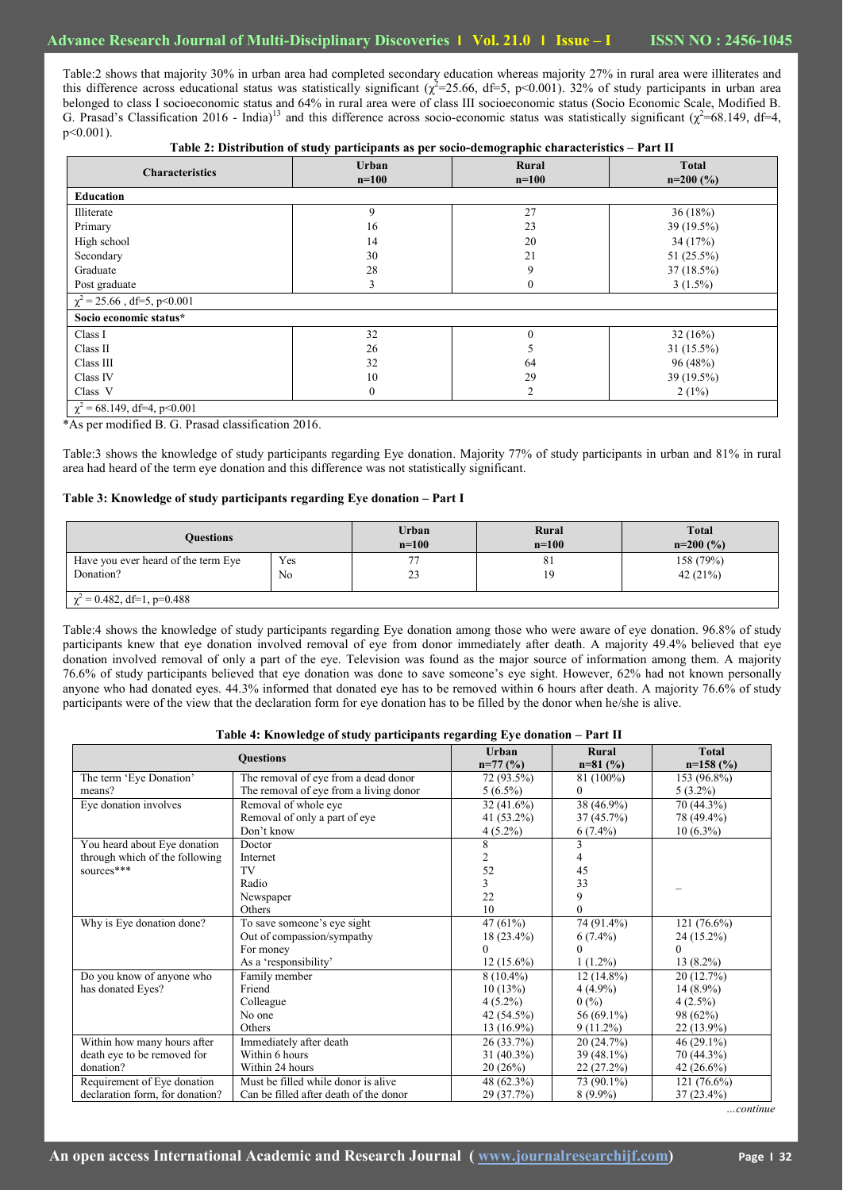Table:2 shows that majority 30% in urban area had completed secondary education whereas majority 27% in rural area were illiterates and this difference across educational status was statistically significant ($\chi^2$=25.66, df=5, p<0.001). 32% of study participants in urban area belonged to class I socioeconomic status and 64% in rural area were of class III socioeconomic status (Socio Economic Scale, Modified B. G. Prasad's Classification 2016 - India)[13] and this difference across socio-economic status was statistically significant ($\chi^2$=68.149, df=4, p<0.001).

**Table 2: Distribution of study participants as per socio-demographic characteristics – Part II**

| Characteristics | Urban n=100 | Rural n=100 | Total n=200 (%) |
|---|---|---|---|
| **Education** | | | |
| Illiterate | 9 | 27 | 36 (18%) |
| Primary | 16 | 23 | 39 (19.5%) |
| High school | 14 | 20 | 34 (17%) |
| Secondary | 30 | 21 | 51 (25.5%) |
| Graduate | 28 | 9 | 37 (18.5%) |
| Post graduate | 3 | 0 | 3 (1.5%) |
| $\chi^2$ = 25.66 , df=5, p<0.001 | | | |
| **Socio economic status*** | | | |
| Class I | 32 | 0 | 32 (16%) |
| Class II | 26 | 5 | 31 (15.5%) |
| Class III | 32 | 64 | 96 (48%) |
| Class IV | 10 | 29 | 39 (19.5%) |
| Class V | 0 | 2 | 2 (1%) |
| $\chi^2$ = 68.149, df=4, p<0.001 | | | |

*As per modified B. G. Prasad classification 2016.

Table:3 shows the knowledge of study participants regarding Eye donation. Majority 77% of study participants in urban and 81% in rural area had heard of the term eye donation and this difference was not statistically significant.

**Table 3: Knowledge of study participants regarding Eye donation – Part I**

| Questions | | Urban n=100 | Rural n=100 | Total n=200 (%) |
|---|---|---|---|---|
| Have you ever heard of the term Eye Donation? | Yes | 77 | 81 | 158 (79%) |
| | No | 23 | 19 | 42 (21%) |
| $\chi^2$ = 0.482, df=1, p=0.488 | | | | |

Table:4 shows the knowledge of study participants regarding Eye donation among those who were aware of eye donation. 96.8% of study participants knew that eye donation involved removal of eye from donor immediately after death. A majority 49.4% believed that eye donation involved removal of only a part of the eye. Television was found as the major source of information among them. A majority 76.6% of study participants believed that eye donation was done to save someone's eye sight. However, 62% had not known personally anyone who had donated eyes. 44.3% informed that donated eye has to be removed within 6 hours after death. A majority 76.6% of study participants were of the view that the declaration form for eye donation has to be filled by the donor when he/she is alive.

**Table 4: Knowledge of study participants regarding Eye donation – Part II**

| Questions | | Urban n=77 (%) | Rural n=81 (%) | Total n=158 (%) |
|---|---|---|---|---|
| The term 'Eye Donation' means? | The removal of eye from a dead donor | 72 (93.5%) | 81 (100%) | 153 (96.8%) |
| | The removal of eye from a living donor | 5 (6.5%) | 0 | 5 (3.2%) |
| Eye donation involves | Removal of whole eye | 32 (41.6%) | 38 (46.9%) | 70 (44.3%) |
| | Removal of only a part of eye | 41 (53.2%) | 37 (45.7%) | 78 (49.4%) |
| | Don't know | 4 (5.2%) | 6 (7.4%) | 10 (6.3%) |
| You heard about Eye donation through which of the following sources*** | Doctor | 8 | 3 | – |
| | Internet | 2 | 4 | |
| | TV | 52 | 45 | |
| | Radio | 3 | 33 | |
| | Newspaper | 22 | 9 | |
| | Others | 10 | 0 | |
| Why is Eye donation done? | To save someone's eye sight | 47 (61%) | 74 (91.4%) | 121 (76.6%) |
| | Out of compassion/sympathy | 18 (23.4%) | 6 (7.4%) | 24 (15.2%) |
| | For money | 0 | 0 | 0 |
| | As a 'responsibility' | 12 (15.6%) | 1 (1.2%) | 13 (8.2%) |
| Do you know of anyone who has donated Eyes? | Family member | 8 (10.4%) | 12 (14.8%) | 20 (12.7%) |
| | Friend | 10 (13%) | 4 (4.9%) | 14 (8.9%) |
| | Colleague | 4 (5.2%) | 0 (%) | 4 (2.5%) |
| | No one | 42 (54.5%) | 56 (69.1%) | 98 (62%) |
| | Others | 13 (16.9%) | 9 (11.2%) | 22 (13.9%) |
| Within how many hours after death eye to be removed for donation? | Immediately after death | 26 (33.7%) | 20 (24.7%) | 46 (29.1%) |
| | Within 6 hours | 31 (40.3%) | 39 (48.1%) | 70 (44.3%) |
| | Within 24 hours | 20 (26%) | 22 (27.2%) | 42 (26.6%) |
| Requirement of Eye donation declaration form, for donation? | Must be filled while donor is alive | 48 (62.3%) | 73 (90.1%) | 121 (76.6%) |
| | Can be filled after death of the donor | 29 (37.7%) | 8 (9.9%) | 37 (23.4%) |

*…continue*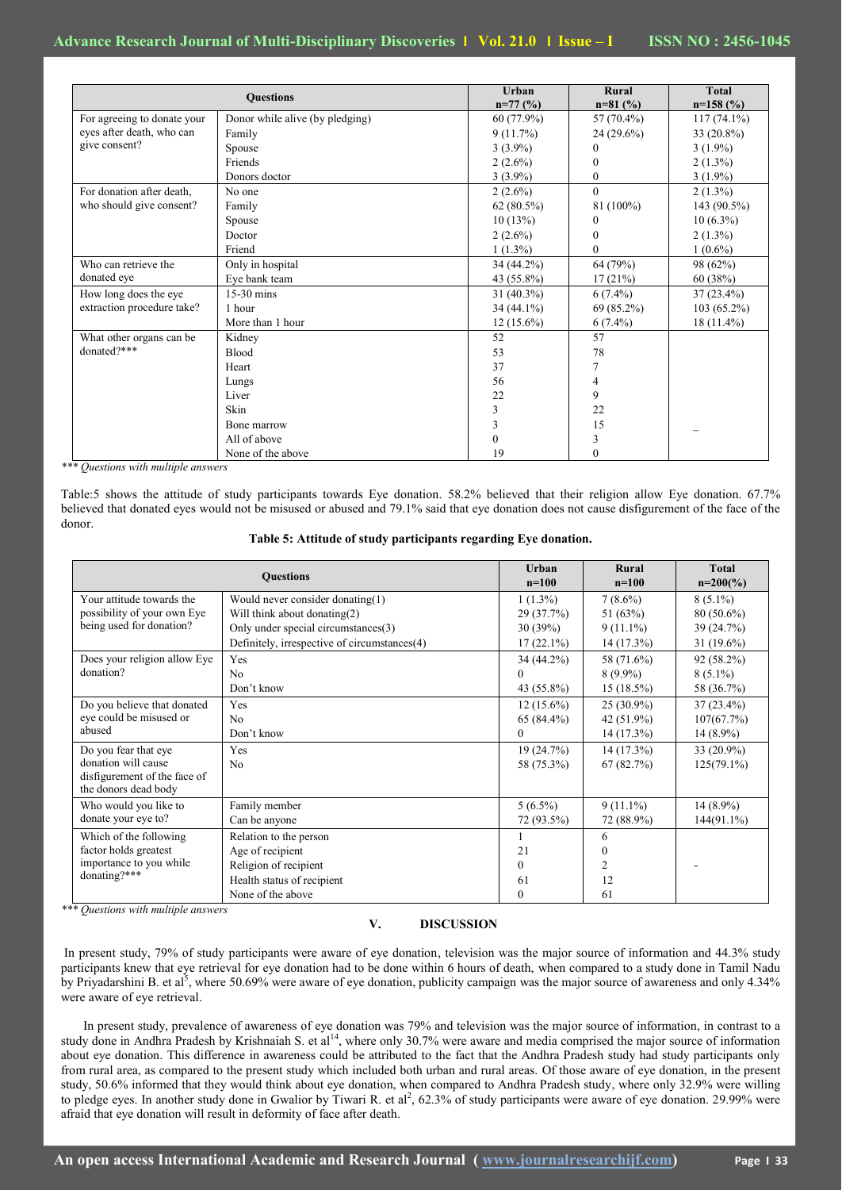| Questions | | Urban n=77 (%) | Rural n=81 (%) | Total n=158 (%) |
|---|---|---|---|---|
| For agreeing to donate your eyes after death, who can give consent? | Donor while alive (by pledging) | 60 (77.9%) | 57 (70.4%) | 117 (74.1%) |
| | Family | 9 (11.7%) | 24 (29.6%) | 33 (20.8%) |
| | Spouse | 3 (3.9%) | 0 | 3 (1.9%) |
| | Friends | 2 (2.6%) | 0 | 2 (1.3%) |
| | Donors doctor | 3 (3.9%) | 0 | 3 (1.9%) |
| For donation after death, who should give consent? | No one | 2 (2.6%) | 0 | 2 (1.3%) |
| | Family | 62 (80.5%) | 81 (100%) | 143 (90.5%) |
| | Spouse | 10 (13%) | 0 | 10 (6.3%) |
| | Doctor | 2 (2.6%) | 0 | 2 (1.3%) |
| | Friend | 1 (1.3%) | 0 | 1 (0.6%) |
| Who can retrieve the donated eye | Only in hospital | 34 (44.2%) | 64 (79%) | 98 (62%) |
| | Eye bank team | 43 (55.8%) | 17 (21%) | 60 (38%) |
| How long does the eye extraction procedure take? | 15-30 mins | 31 (40.3%) | 6 (7.4%) | 37 (23.4%) |
| | 1 hour | 34 (44.1%) | 69 (85.2%) | 103 (65.2%) |
| | More than 1 hour | 12 (15.6%) | 6 (7.4%) | 18 (11.4%) |
| What other organs can be donated?*** | Kidney | 52 | 57 | – |
| | Blood | 53 | 78 | |
| | Heart | 37 | 7 | |
| | Lungs | 56 | 4 | |
| | Liver | 22 | 9 | |
| | Skin | 3 | 22 | |
| | Bone marrow | 3 | 15 | |
| | All of above | 0 | 3 | |
| | None of the above | 19 | 0 | |

*\*\*\* Questions with multiple answers*

Table:5 shows the attitude of study participants towards Eye donation. 58.2% believed that their religion allow Eye donation. 67.7% believed that donated eyes would not be misused or abused and 79.1% said that eye donation does not cause disfigurement of the face of the donor.

**Table 5: Attitude of study participants regarding Eye donation.**

| Questions | | Urban n=100 | Rural n=100 | Total n=200(%) |
|---|---|---|---|---|
| Your attitude towards the possibility of your own Eye being used for donation? | Would never consider donating(1) | 1 (1.3%) | 7 (8.6%) | 8 (5.1%) |
| | Will think about donating(2) | 29 (37.7%) | 51 (63%) | 80 (50.6%) |
| | Only under special circumstances(3) | 30 (39%) | 9 (11.1%) | 39 (24.7%) |
| | Definitely, irrespective of circumstances(4) | 17 (22.1%) | 14 (17.3%) | 31 (19.6%) |
| Does your religion allow Eye donation? | Yes | 34 (44.2%) | 58 (71.6%) | 92 (58.2%) |
| | No | 0 | 8 (9.9%) | 8 (5.1%) |
| | Don't know | 43 (55.8%) | 15 (18.5%) | 58 (36.7%) |
| Do you believe that donated eye could be misused or abused | Yes | 12 (15.6%) | 25 (30.9%) | 37 (23.4%) |
| | No | 65 (84.4%) | 42 (51.9%) | 107(67.7%) |
| | Don't know | 0 | 14 (17.3%) | 14 (8.9%) |
| Do you fear that eye donation will cause disfigurement of the face of the donors dead body | Yes | 19 (24.7%) | 14 (17.3%) | 33 (20.9%) |
| | No | 58 (75.3%) | 67 (82.7%) | 125(79.1%) |
| Who would you like to donate your eye to? | Family member | 5 (6.5%) | 9 (11.1%) | 14 (8.9%) |
| | Can be anyone | 72 (93.5%) | 72 (88.9%) | 144(91.1%) |
| Which of the following factor holds greatest importance to you while donating?*** | Relation to the person | 1 | 6 | - |
| | Age of recipient | 21 | 0 | |
| | Religion of recipient | 0 | 2 | |
| | Health status of recipient | 61 | 12 | |
| | None of the above | 0 | 61 | |

*\*\*\* Questions with multiple answers*

## V. DISCUSSION

In present study, 79% of study participants were aware of eye donation, television was the major source of information and 44.3% study participants knew that eye retrieval for eye donation had to be done within 6 hours of death, when compared to a study done in Tamil Nadu by Priyadarshini B. et al[5], where 50.69% were aware of eye donation, publicity campaign was the major source of awareness and only 4.34% were aware of eye retrieval.

In present study, prevalence of awareness of eye donation was 79% and television was the major source of information, in contrast to a study done in Andhra Pradesh by Krishnaiah S. et al[14], where only 30.7% were aware and media comprised the major source of information about eye donation. This difference in awareness could be attributed to the fact that the Andhra Pradesh study had study participants only from rural area, as compared to the present study which included both urban and rural areas. Of those aware of eye donation, in the present study, 50.6% informed that they would think about eye donation, when compared to Andhra Pradesh study, where only 32.9% were willing to pledge eyes. In another study done in Gwalior by Tiwari R. et al[2], 62.3% of study participants were aware of eye donation. 29.99% were afraid that eye donation will result in deformity of face after death.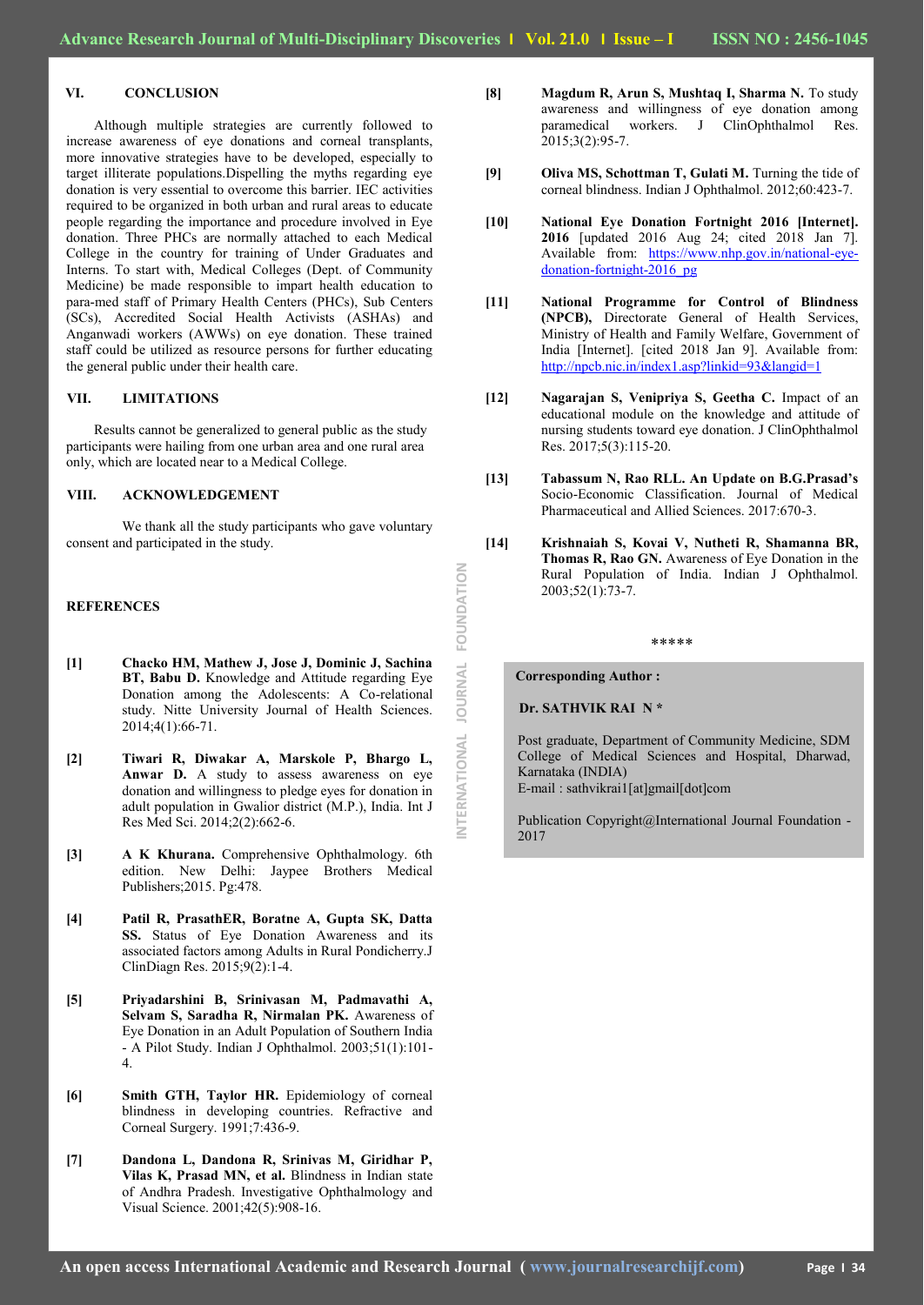## VI. CONCLUSION

Although multiple strategies are currently followed to increase awareness of eye donations and corneal transplants, more innovative strategies have to be developed, especially to target illiterate populations.Dispelling the myths regarding eye donation is very essential to overcome this barrier. IEC activities required to be organized in both urban and rural areas to educate people regarding the importance and procedure involved in Eye donation. Three PHCs are normally attached to each Medical College in the country for training of Under Graduates and Interns. To start with, Medical Colleges (Dept. of Community Medicine) be made responsible to impart health education to para-med staff of Primary Health Centers (PHCs), Sub Centers (SCs), Accredited Social Health Activists (ASHAs) and Anganwadi workers (AWWs) on eye donation. These trained staff could be utilized as resource persons for further educating the general public under their health care.

## VII. LIMITATIONS

Results cannot be generalized to general public as the study participants were hailing from one urban area and one rural area only, which are located near to a Medical College.

## VIII. ACKNOWLEDGEMENT

We thank all the study participants who gave voluntary consent and participated in the study.

## REFERENCES

[1] **Chacko HM, Mathew J, Jose J, Dominic J, Sachina BT, Babu D.** Knowledge and Attitude regarding Eye Donation among the Adolescents: A Co-relational study. Nitte University Journal of Health Sciences. 2014;4(1):66-71.

[2] **Tiwari R, Diwakar A, Marskole P, Bhargo L, Anwar D.** A study to assess awareness on eye donation and willingness to pledge eyes for donation in adult population in Gwalior district (M.P.), India. Int J Res Med Sci. 2014;2(2):662-6.

[3] **A K Khurana.** Comprehensive Ophthalmology. 6th edition. New Delhi: Jaypee Brothers Medical Publishers;2015. Pg:478.

[4] **Patil R, PrasathER, Boratne A, Gupta SK, Datta SS.** Status of Eye Donation Awareness and its associated factors among Adults in Rural Pondicherry.J ClinDiagn Res. 2015;9(2):1-4.

[5] **Priyadarshini B, Srinivasan M, Padmavathi A, Selvam S, Saradha R, Nirmalan PK.** Awareness of Eye Donation in an Adult Population of Southern India - A Pilot Study. Indian J Ophthalmol. 2003;51(1):101-4.

[6] **Smith GTH, Taylor HR.** Epidemiology of corneal blindness in developing countries. Refractive and Corneal Surgery. 1991;7:436-9.

[7] **Dandona L, Dandona R, Srinivas M, Giridhar P, Vilas K, Prasad MN, et al.** Blindness in Indian state of Andhra Pradesh. Investigative Ophthalmology and Visual Science. 2001;42(5):908-16.

[8] **Magdum R, Arun S, Mushtaq I, Sharma N.** To study awareness and willingness of eye donation among paramedical workers. J ClinOphthalmol Res. 2015;3(2):95-7.

[9] **Oliva MS, Schottman T, Gulati M.** Turning the tide of corneal blindness. Indian J Ophthalmol. 2012;60:423-7.

[10] **National Eye Donation Fortnight 2016 [Internet]. 2016** [updated 2016 Aug 24; cited 2018 Jan 7]. Available from: https://www.nhp.gov.in/national-eye-donation-fortnight-2016_pg

[11] **National Programme for Control of Blindness (NPCB),** Directorate General of Health Services, Ministry of Health and Family Welfare, Government of India [Internet]. [cited 2018 Jan 9]. Available from: http://npcb.nic.in/index1.asp?linkid=93&langid=1

[12] **Nagarajan S, Venipriya S, Geetha C.** Impact of an educational module on the knowledge and attitude of nursing students toward eye donation. J ClinOphthalmol Res. 2017;5(3):115-20.

[13] **Tabassum N, Rao RLL. An Update on B.G.Prasad's** Socio-Economic Classification. Journal of Medical Pharmaceutical and Allied Sciences. 2017:670-3.

[14] **Krishnaiah S, Kovai V, Nutheti R, Shamanna BR, Thomas R, Rao GN.** Awareness of Eye Donation in the Rural Population of India. Indian J Ophthalmol. 2003;52(1):73-7.

*****

**Corresponding Author :**

**Dr. SATHVIK RAI N \***

Post graduate, Department of Community Medicine, SDM College of Medical Sciences and Hospital, Dharwad, Karnataka (INDIA)
E-mail : sathvikrai1[at]gmail[dot]com

Publication Copyright@International Journal Foundation - 2017